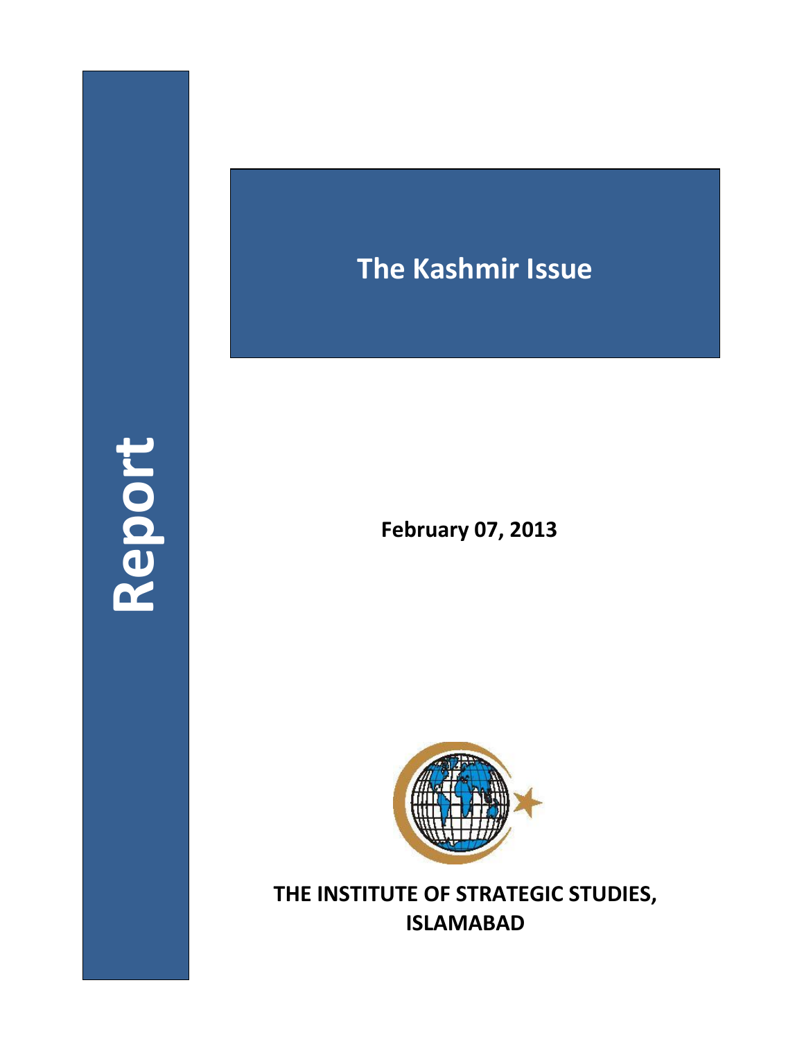Report

# The Kashmir Issue

**February 07, 2013**

**THE INSTITUTE OF STRATEGIC STUDIES, ISLAMABAD**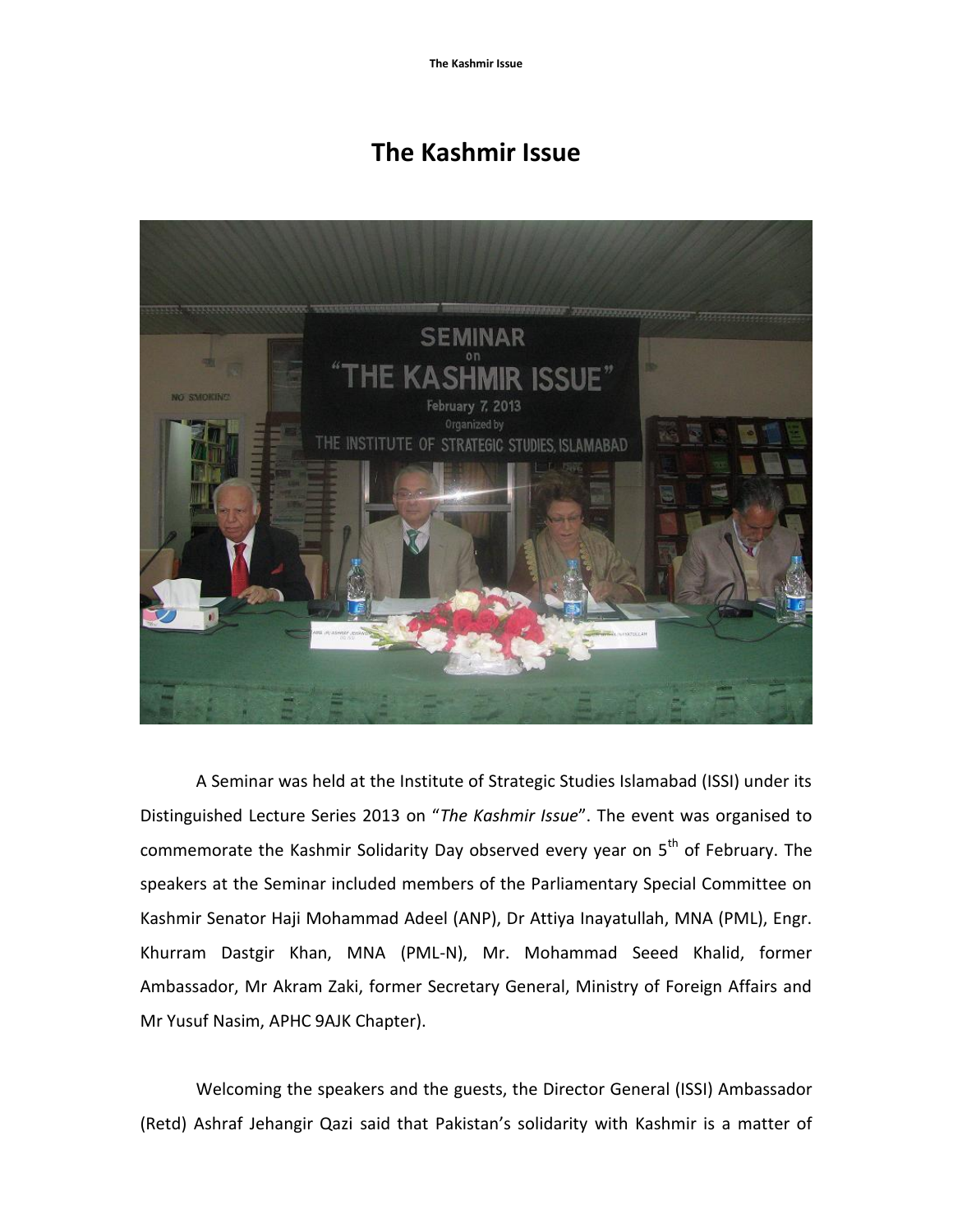# The Kashmir Issue

A Seminar was held at the Institute of Strategic Studies Islamabad (ISSI) under its Distinguished Lecture Series 2013 on "*The Kashmir Issue*". The event was organised to commemorate the Kashmir Solidarity Day observed every year on 5th of February. The speakers at the Seminar included members of the Parliamentary Special Committee on Kashmir Senator Haji Mohammad Adeel (ANP), Dr Attiya Inayatullah, MNA (PML), Engr. Khurram Dastgir Khan, MNA (PML-N), Mr. Mohammad Seeed Khalid, former Ambassador, Mr Akram Zaki, former Secretary General, Ministry of Foreign Affairs and Mr Yusuf Nasim, APHC 9AJK Chapter).

Welcoming the speakers and the guests, the Director General (ISSI) Ambassador (Retd) Ashraf Jehangir Qazi said that Pakistan's solidarity with Kashmir is a matter of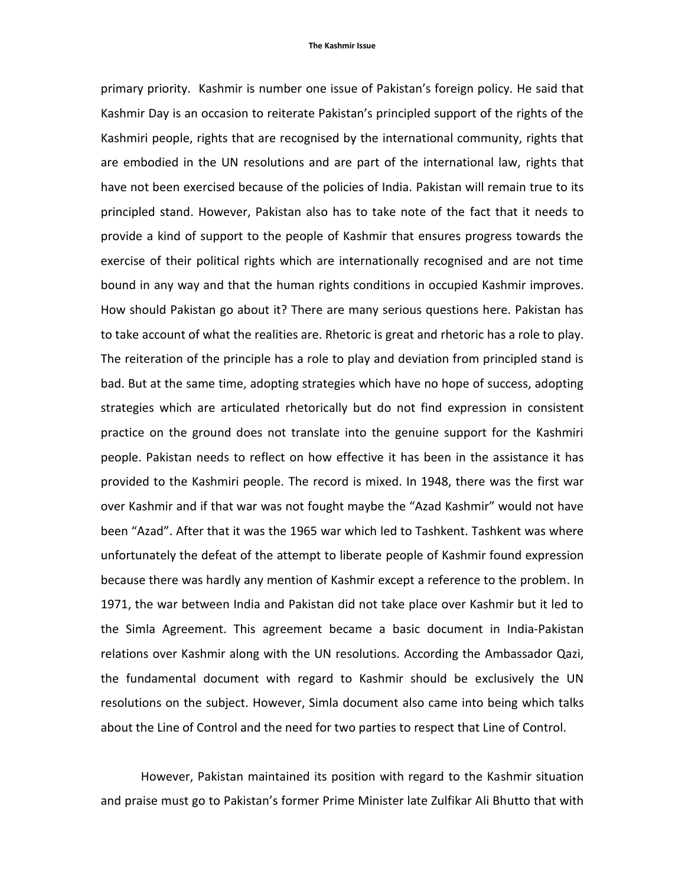primary priority. Kashmir is number one issue of Pakistan's foreign policy. He said that Kashmir Day is an occasion to reiterate Pakistan's principled support of the rights of the Kashmiri people, rights that are recognised by the international community, rights that are embodied in the UN resolutions and are part of the international law, rights that have not been exercised because of the policies of India. Pakistan will remain true to its principled stand. However, Pakistan also has to take note of the fact that it needs to provide a kind of support to the people of Kashmir that ensures progress towards the exercise of their political rights which are internationally recognised and are not time bound in any way and that the human rights conditions in occupied Kashmir improves. How should Pakistan go about it? There are many serious questions here. Pakistan has to take account of what the realities are. Rhetoric is great and rhetoric has a role to play. The reiteration of the principle has a role to play and deviation from principled stand is bad. But at the same time, adopting strategies which have no hope of success, adopting strategies which are articulated rhetorically but do not find expression in consistent practice on the ground does not translate into the genuine support for the Kashmiri people. Pakistan needs to reflect on how effective it has been in the assistance it has provided to the Kashmiri people. The record is mixed. In 1948, there was the first war over Kashmir and if that war was not fought maybe the "Azad Kashmir" would not have been "Azad". After that it was the 1965 war which led to Tashkent. Tashkent was where unfortunately the defeat of the attempt to liberate people of Kashmir found expression because there was hardly any mention of Kashmir except a reference to the problem. In 1971, the war between India and Pakistan did not take place over Kashmir but it led to the Simla Agreement. This agreement became a basic document in India-Pakistan relations over Kashmir along with the UN resolutions. According the Ambassador Qazi, the fundamental document with regard to Kashmir should be exclusively the UN resolutions on the subject. However, Simla document also came into being which talks about the Line of Control and the need for two parties to respect that Line of Control.

However, Pakistan maintained its position with regard to the Kashmir situation and praise must go to Pakistan's former Prime Minister late Zulfikar Ali Bhutto that with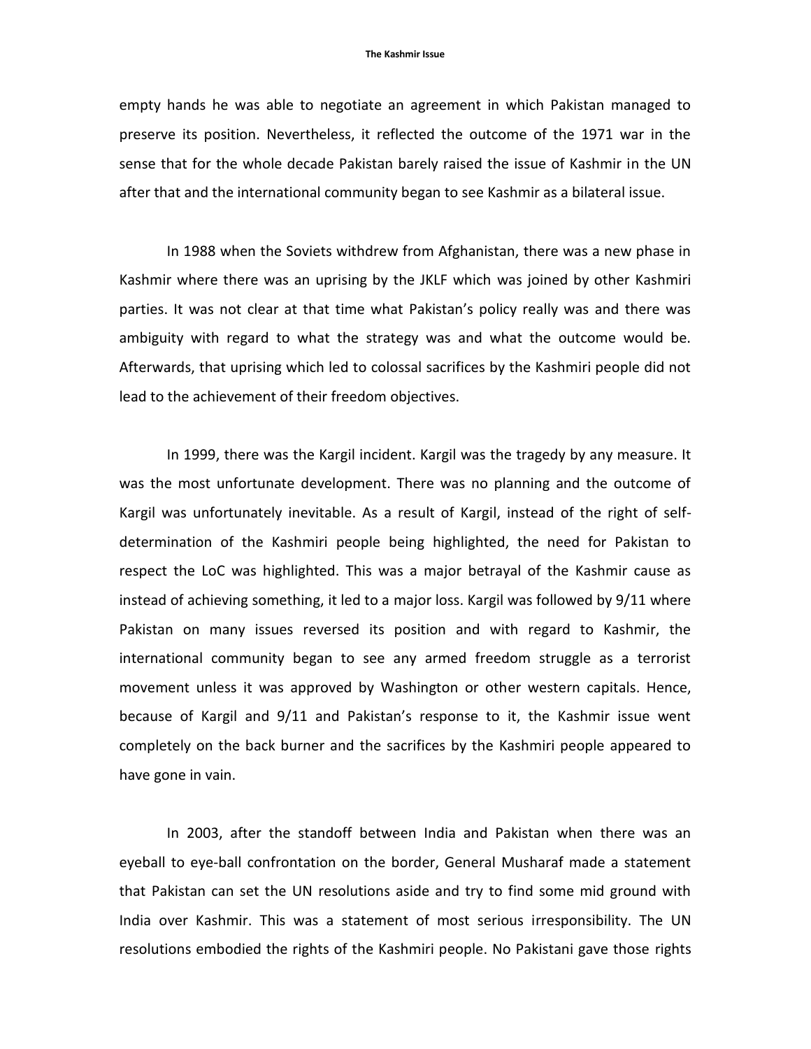empty hands he was able to negotiate an agreement in which Pakistan managed to preserve its position. Nevertheless, it reflected the outcome of the 1971 war in the sense that for the whole decade Pakistan barely raised the issue of Kashmir in the UN after that and the international community began to see Kashmir as a bilateral issue.

In 1988 when the Soviets withdrew from Afghanistan, there was a new phase in Kashmir where there was an uprising by the JKLF which was joined by other Kashmiri parties. It was not clear at that time what Pakistan's policy really was and there was ambiguity with regard to what the strategy was and what the outcome would be. Afterwards, that uprising which led to colossal sacrifices by the Kashmiri people did not lead to the achievement of their freedom objectives.

In 1999, there was the Kargil incident. Kargil was the tragedy by any measure. It was the most unfortunate development. There was no planning and the outcome of Kargil was unfortunately inevitable. As a result of Kargil, instead of the right of self-determination of the Kashmiri people being highlighted, the need for Pakistan to respect the LoC was highlighted. This was a major betrayal of the Kashmir cause as instead of achieving something, it led to a major loss. Kargil was followed by 9/11 where Pakistan on many issues reversed its position and with regard to Kashmir, the international community began to see any armed freedom struggle as a terrorist movement unless it was approved by Washington or other western capitals. Hence, because of Kargil and 9/11 and Pakistan's response to it, the Kashmir issue went completely on the back burner and the sacrifices by the Kashmiri people appeared to have gone in vain.

In 2003, after the standoff between India and Pakistan when there was an eyeball to eye-ball confrontation on the border, General Musharaf made a statement that Pakistan can set the UN resolutions aside and try to find some mid ground with India over Kashmir. This was a statement of most serious irresponsibility. The UN resolutions embodied the rights of the Kashmiri people. No Pakistani gave those rights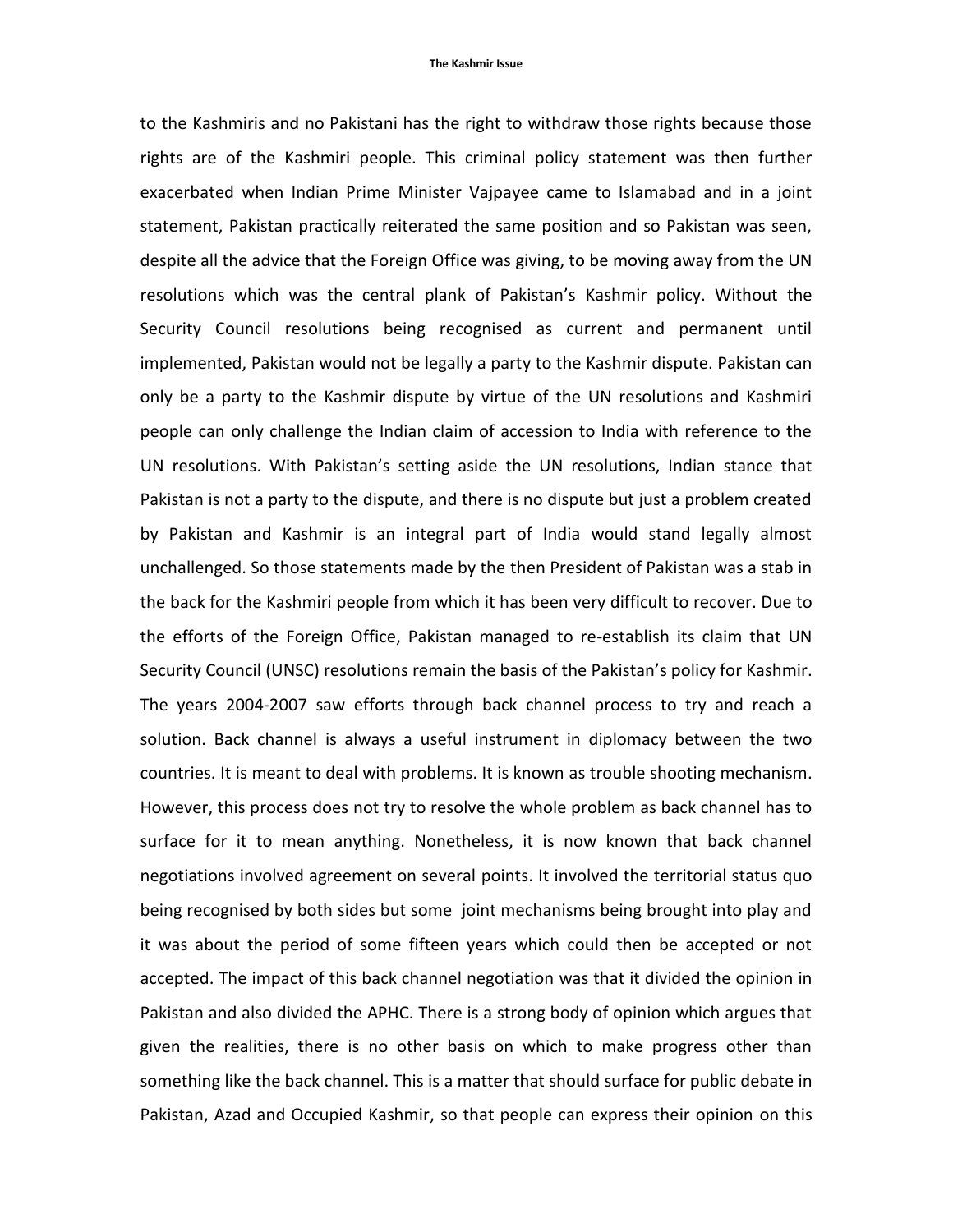to the Kashmiris and no Pakistani has the right to withdraw those rights because those rights are of the Kashmiri people. This criminal policy statement was then further exacerbated when Indian Prime Minister Vajpayee came to Islamabad and in a joint statement, Pakistan practically reiterated the same position and so Pakistan was seen, despite all the advice that the Foreign Office was giving, to be moving away from the UN resolutions which was the central plank of Pakistan's Kashmir policy. Without the Security Council resolutions being recognised as current and permanent until implemented, Pakistan would not be legally a party to the Kashmir dispute. Pakistan can only be a party to the Kashmir dispute by virtue of the UN resolutions and Kashmiri people can only challenge the Indian claim of accession to India with reference to the UN resolutions. With Pakistan's setting aside the UN resolutions, Indian stance that Pakistan is not a party to the dispute, and there is no dispute but just a problem created by Pakistan and Kashmir is an integral part of India would stand legally almost unchallenged. So those statements made by the then President of Pakistan was a stab in the back for the Kashmiri people from which it has been very difficult to recover. Due to the efforts of the Foreign Office, Pakistan managed to re-establish its claim that UN Security Council (UNSC) resolutions remain the basis of the Pakistan's policy for Kashmir. The years 2004-2007 saw efforts through back channel process to try and reach a solution. Back channel is always a useful instrument in diplomacy between the two countries. It is meant to deal with problems. It is known as trouble shooting mechanism. However, this process does not try to resolve the whole problem as back channel has to surface for it to mean anything. Nonetheless, it is now known that back channel negotiations involved agreement on several points. It involved the territorial status quo being recognised by both sides but some joint mechanisms being brought into play and it was about the period of some fifteen years which could then be accepted or not accepted. The impact of this back channel negotiation was that it divided the opinion in Pakistan and also divided the APHC. There is a strong body of opinion which argues that given the realities, there is no other basis on which to make progress other than something like the back channel. This is a matter that should surface for public debate in Pakistan, Azad and Occupied Kashmir, so that people can express their opinion on this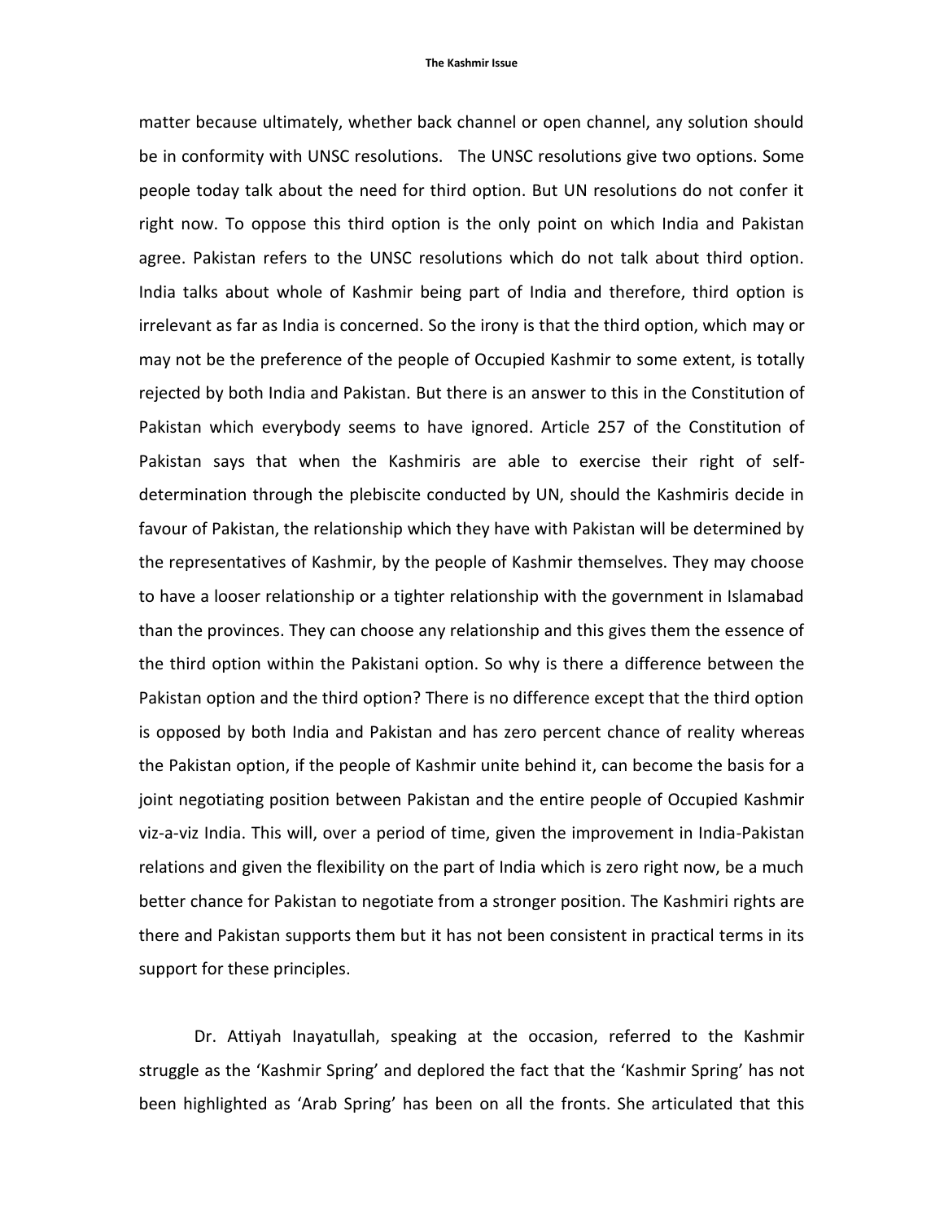matter because ultimately, whether back channel or open channel, any solution should be in conformity with UNSC resolutions. The UNSC resolutions give two options. Some people today talk about the need for third option. But UN resolutions do not confer it right now. To oppose this third option is the only point on which India and Pakistan agree. Pakistan refers to the UNSC resolutions which do not talk about third option. India talks about whole of Kashmir being part of India and therefore, third option is irrelevant as far as India is concerned. So the irony is that the third option, which may or may not be the preference of the people of Occupied Kashmir to some extent, is totally rejected by both India and Pakistan. But there is an answer to this in the Constitution of Pakistan which everybody seems to have ignored. Article 257 of the Constitution of Pakistan says that when the Kashmiris are able to exercise their right of self-determination through the plebiscite conducted by UN, should the Kashmiris decide in favour of Pakistan, the relationship which they have with Pakistan will be determined by the representatives of Kashmir, by the people of Kashmir themselves. They may choose to have a looser relationship or a tighter relationship with the government in Islamabad than the provinces. They can choose any relationship and this gives them the essence of the third option within the Pakistani option. So why is there a difference between the Pakistan option and the third option? There is no difference except that the third option is opposed by both India and Pakistan and has zero percent chance of reality whereas the Pakistan option, if the people of Kashmir unite behind it, can become the basis for a joint negotiating position between Pakistan and the entire people of Occupied Kashmir viz-a-viz India. This will, over a period of time, given the improvement in India-Pakistan relations and given the flexibility on the part of India which is zero right now, be a much better chance for Pakistan to negotiate from a stronger position. The Kashmiri rights are there and Pakistan supports them but it has not been consistent in practical terms in its support for these principles.

Dr. Attiyah Inayatullah, speaking at the occasion, referred to the Kashmir struggle as the 'Kashmir Spring' and deplored the fact that the 'Kashmir Spring' has not been highlighted as 'Arab Spring' has been on all the fronts. She articulated that this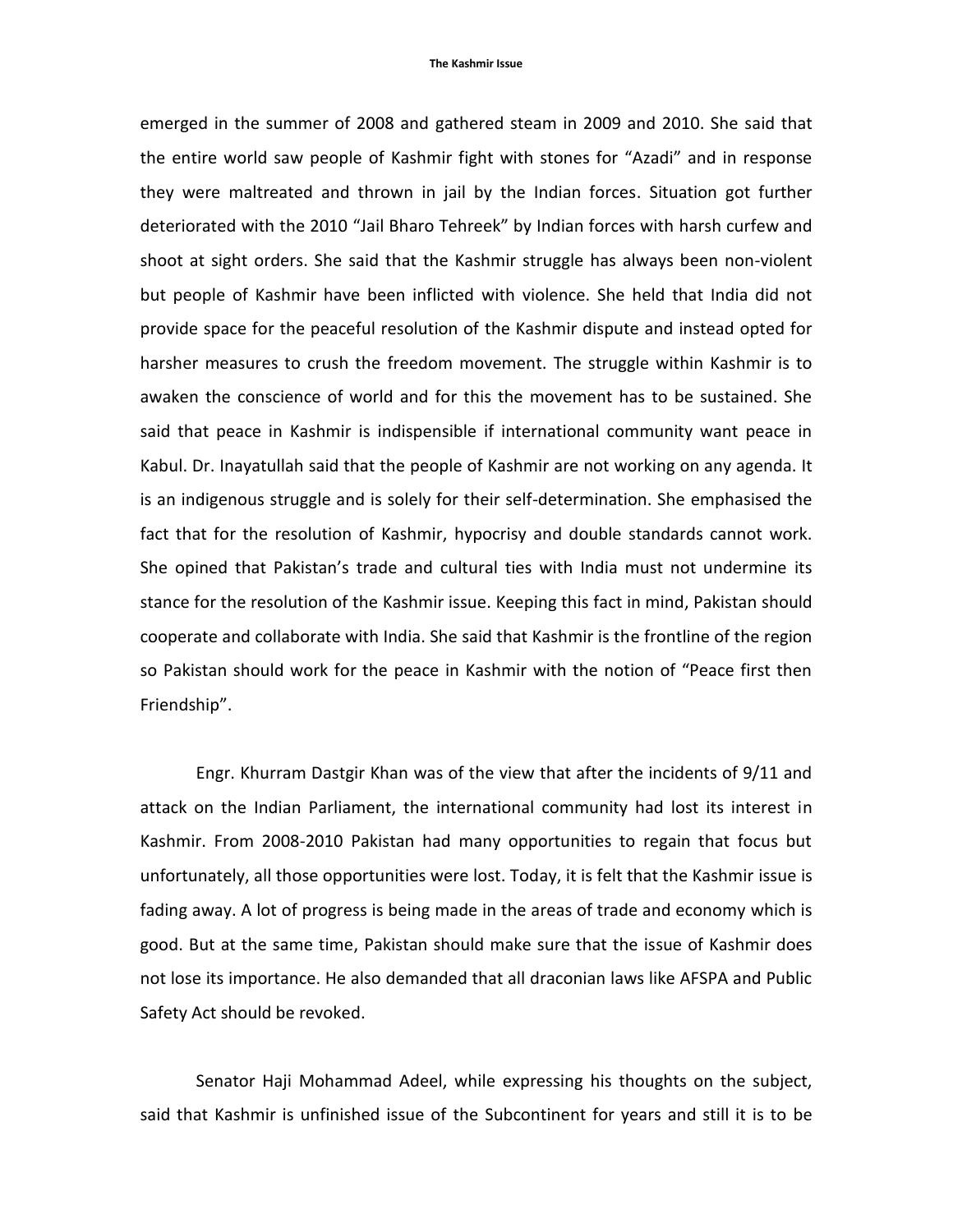emerged in the summer of 2008 and gathered steam in 2009 and 2010. She said that the entire world saw people of Kashmir fight with stones for "Azadi" and in response they were maltreated and thrown in jail by the Indian forces. Situation got further deteriorated with the 2010 "Jail Bharo Tehreek" by Indian forces with harsh curfew and shoot at sight orders. She said that the Kashmir struggle has always been non-violent but people of Kashmir have been inflicted with violence. She held that India did not provide space for the peaceful resolution of the Kashmir dispute and instead opted for harsher measures to crush the freedom movement. The struggle within Kashmir is to awaken the conscience of world and for this the movement has to be sustained. She said that peace in Kashmir is indispensible if international community want peace in Kabul. Dr. Inayatullah said that the people of Kashmir are not working on any agenda. It is an indigenous struggle and is solely for their self-determination. She emphasised the fact that for the resolution of Kashmir, hypocrisy and double standards cannot work. She opined that Pakistan's trade and cultural ties with India must not undermine its stance for the resolution of the Kashmir issue. Keeping this fact in mind, Pakistan should cooperate and collaborate with India. She said that Kashmir is the frontline of the region so Pakistan should work for the peace in Kashmir with the notion of "Peace first then Friendship".

Engr. Khurram Dastgir Khan was of the view that after the incidents of 9/11 and attack on the Indian Parliament, the international community had lost its interest in Kashmir. From 2008-2010 Pakistan had many opportunities to regain that focus but unfortunately, all those opportunities were lost. Today, it is felt that the Kashmir issue is fading away. A lot of progress is being made in the areas of trade and economy which is good. But at the same time, Pakistan should make sure that the issue of Kashmir does not lose its importance. He also demanded that all draconian laws like AFSPA and Public Safety Act should be revoked.

Senator Haji Mohammad Adeel, while expressing his thoughts on the subject, said that Kashmir is unfinished issue of the Subcontinent for years and still it is to be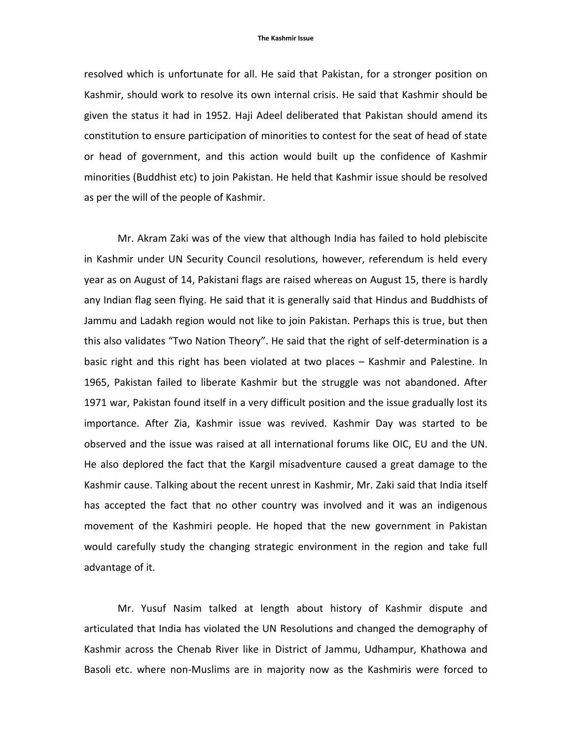resolved which is unfortunate for all. He said that Pakistan, for a stronger position on Kashmir, should work to resolve its own internal crisis. He said that Kashmir should be given the status it had in 1952. Haji Adeel deliberated that Pakistan should amend its constitution to ensure participation of minorities to contest for the seat of head of state or head of government, and this action would built up the confidence of Kashmir minorities (Buddhist etc) to join Pakistan. He held that Kashmir issue should be resolved as per the will of the people of Kashmir.

Mr. Akram Zaki was of the view that although India has failed to hold plebiscite in Kashmir under UN Security Council resolutions, however, referendum is held every year as on August of 14, Pakistani flags are raised whereas on August 15, there is hardly any Indian flag seen flying. He said that it is generally said that Hindus and Buddhists of Jammu and Ladakh region would not like to join Pakistan. Perhaps this is true, but then this also validates "Two Nation Theory". He said that the right of self-determination is a basic right and this right has been violated at two places – Kashmir and Palestine. In 1965, Pakistan failed to liberate Kashmir but the struggle was not abandoned. After 1971 war, Pakistan found itself in a very difficult position and the issue gradually lost its importance. After Zia, Kashmir issue was revived. Kashmir Day was started to be observed and the issue was raised at all international forums like OIC, EU and the UN. He also deplored the fact that the Kargil misadventure caused a great damage to the Kashmir cause. Talking about the recent unrest in Kashmir, Mr. Zaki said that India itself has accepted the fact that no other country was involved and it was an indigenous movement of the Kashmiri people. He hoped that the new government in Pakistan would carefully study the changing strategic environment in the region and take full advantage of it.

Mr. Yusuf Nasim talked at length about history of Kashmir dispute and articulated that India has violated the UN Resolutions and changed the demography of Kashmir across the Chenab River like in District of Jammu, Udhampur, Khathowa and Basoli etc. where non-Muslims are in majority now as the Kashmiris were forced to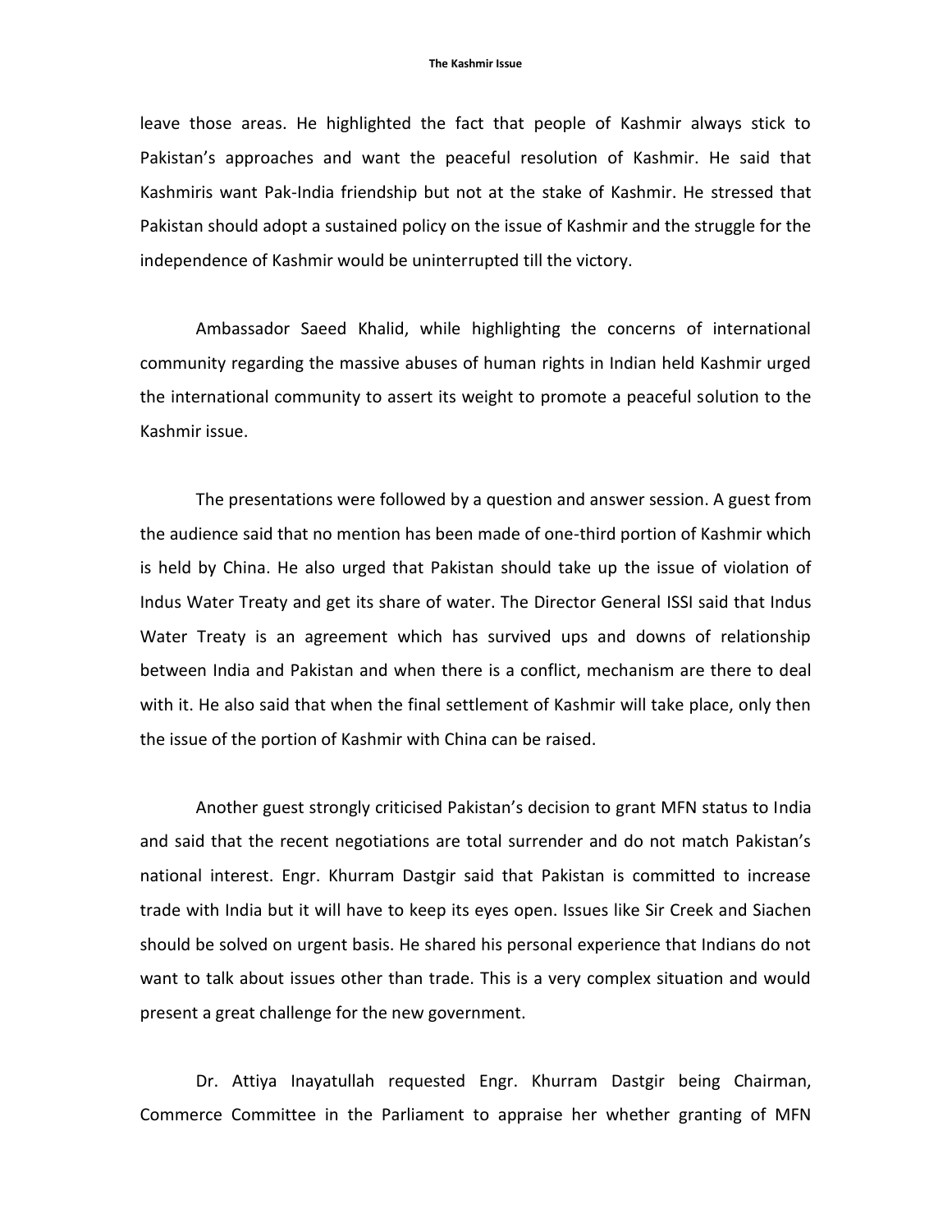leave those areas. He highlighted the fact that people of Kashmir always stick to Pakistan's approaches and want the peaceful resolution of Kashmir. He said that Kashmiris want Pak-India friendship but not at the stake of Kashmir. He stressed that Pakistan should adopt a sustained policy on the issue of Kashmir and the struggle for the independence of Kashmir would be uninterrupted till the victory.

Ambassador Saeed Khalid, while highlighting the concerns of international community regarding the massive abuses of human rights in Indian held Kashmir urged the international community to assert its weight to promote a peaceful solution to the Kashmir issue.

The presentations were followed by a question and answer session. A guest from the audience said that no mention has been made of one-third portion of Kashmir which is held by China. He also urged that Pakistan should take up the issue of violation of Indus Water Treaty and get its share of water. The Director General ISSI said that Indus Water Treaty is an agreement which has survived ups and downs of relationship between India and Pakistan and when there is a conflict, mechanism are there to deal with it. He also said that when the final settlement of Kashmir will take place, only then the issue of the portion of Kashmir with China can be raised.

Another guest strongly criticised Pakistan's decision to grant MFN status to India and said that the recent negotiations are total surrender and do not match Pakistan's national interest. Engr. Khurram Dastgir said that Pakistan is committed to increase trade with India but it will have to keep its eyes open. Issues like Sir Creek and Siachen should be solved on urgent basis. He shared his personal experience that Indians do not want to talk about issues other than trade. This is a very complex situation and would present a great challenge for the new government.

Dr. Attiya Inayatullah requested Engr. Khurram Dastgir being Chairman, Commerce Committee in the Parliament to appraise her whether granting of MFN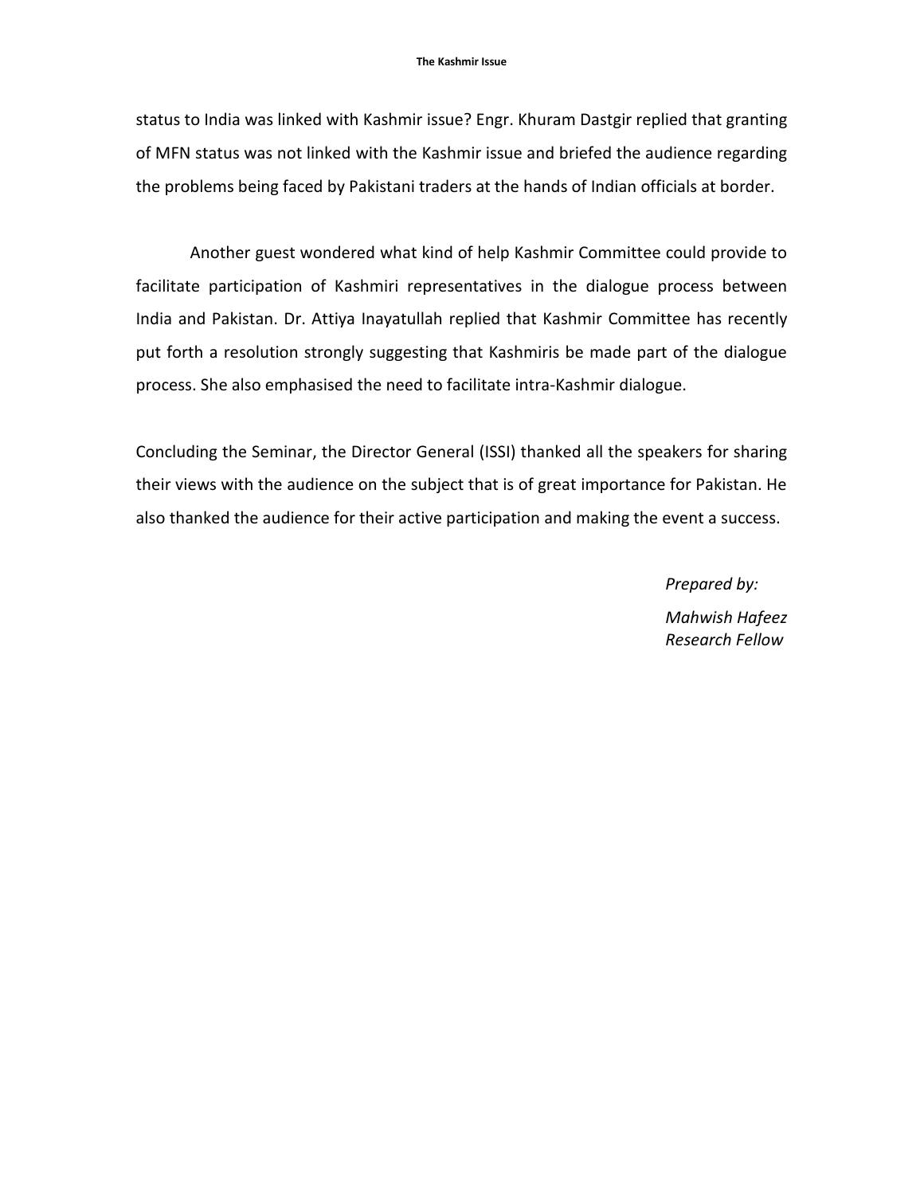status to India was linked with Kashmir issue? Engr. Khuram Dastgir replied that granting of MFN status was not linked with the Kashmir issue and briefed the audience regarding the problems being faced by Pakistani traders at the hands of Indian officials at border.

Another guest wondered what kind of help Kashmir Committee could provide to facilitate participation of Kashmiri representatives in the dialogue process between India and Pakistan. Dr. Attiya Inayatullah replied that Kashmir Committee has recently put forth a resolution strongly suggesting that Kashmiris be made part of the dialogue process. She also emphasised the need to facilitate intra-Kashmir dialogue.

Concluding the Seminar, the Director General (ISSI) thanked all the speakers for sharing their views with the audience on the subject that is of great importance for Pakistan. He also thanked the audience for their active participation and making the event a success.

*Prepared by:*

*Mahwish Hafeez*
*Research Fellow*